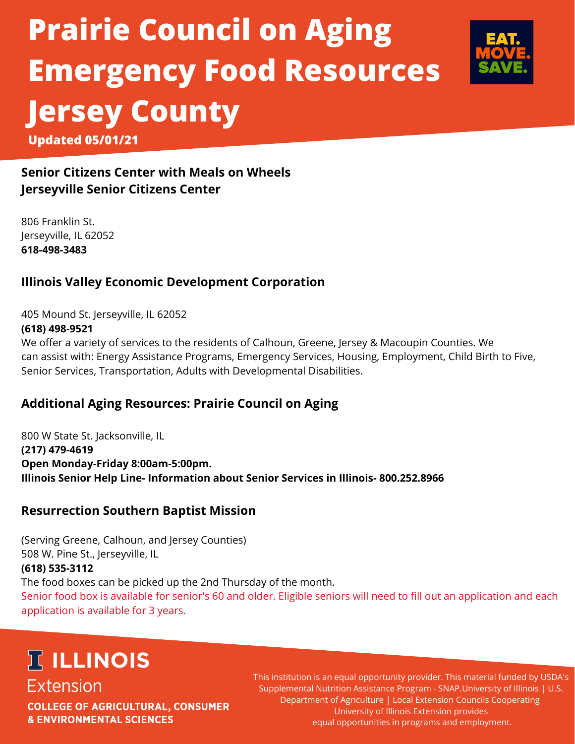# Prairie Council on Aging Emergency Food Resources Jersey County

**Updated 05/01/21**

EAT. MOVE. SAVE.

### Senior Citizens Center with Meals on Wheels
### Jerseyville Senior Citizens Center

806 Franklin St.
Jerseyville, IL 62052
**618-498-3483**

### Illinois Valley Economic Development Corporation

405 Mound St. Jerseyville, IL 62052
**(618) 498-9521**
We offer a variety of services to the residents of Calhoun, Greene, Jersey & Macoupin Counties. We can assist with: Energy Assistance Programs, Emergency Services, Housing, Employment, Child Birth to Five, Senior Services, Transportation, Adults with Developmental Disabilities.

### Additional Aging Resources: Prairie Council on Aging

800 W State St. Jacksonville, IL
**(217) 479-4619**
**Open Monday-Friday 8:00am-5:00pm.**
**Illinois Senior Help Line- Information about Senior Services in Illinois- 800.252.8966**

### Resurrection Southern Baptist Mission

(Serving Greene, Calhoun, and Jersey Counties)
508 W. Pine St., Jerseyville, IL
**(618) 535-3112**
The food boxes can be picked up the 2nd Thursday of the month.
Senior food box is available for senior's 60 and older. Eligible seniors will need to fill out an application and each application is available for 3 years.

**ILLINOIS Extension**
**COLLEGE OF AGRICULTURAL, CONSUMER & ENVIRONMENTAL SCIENCES**

This institution is an equal opportunity provider. This material funded by USDA's Supplemental Nutrition Assistance Program - SNAP.University of Illinois | U.S. Department of Agriculture | Local Extension Councils Cooperating University of Illinois Extension provides equal opportunities in programs and employment.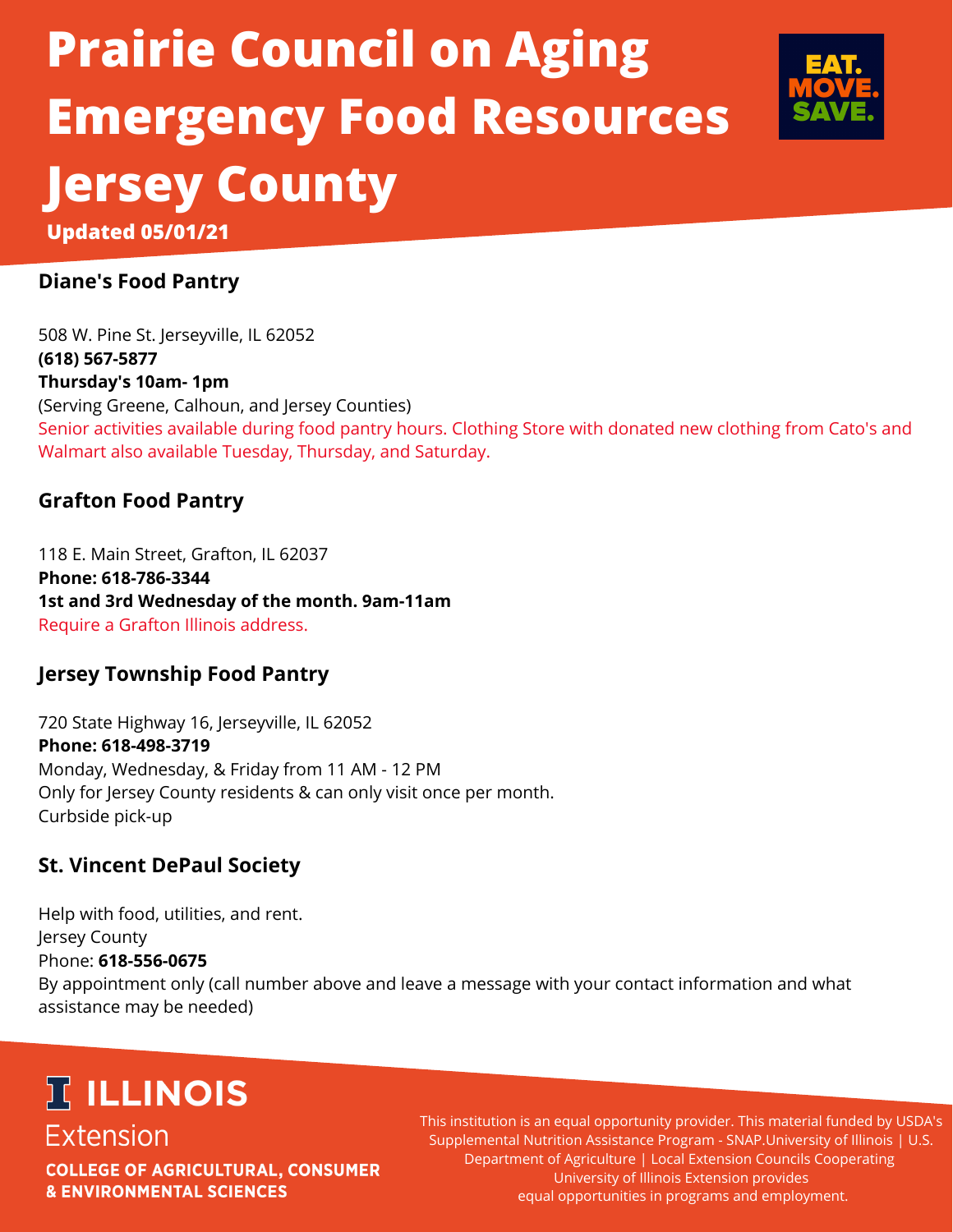# Prairie Council on Aging Emergency Food Resources Jersey County

**Updated 05/01/21**

EAT. MOVE. SAVE.

### Diane's Food Pantry

508 W. Pine St. Jerseyville, IL 62052
**(618) 567-5877**
**Thursday's 10am- 1pm**
(Serving Greene, Calhoun, and Jersey Counties)
Senior activities available during food pantry hours. Clothing Store with donated new clothing from Cato's and Walmart also available Tuesday, Thursday, and Saturday.

### Grafton Food Pantry

118 E. Main Street, Grafton, IL 62037
**Phone: 618-786-3344**
**1st and 3rd Wednesday of the month. 9am-11am**
Require a Grafton Illinois address.

### Jersey Township Food Pantry

720 State Highway 16, Jerseyville, IL 62052
**Phone: 618-498-3719**
Monday, Wednesday, & Friday from 11 AM - 12 PM
Only for Jersey County residents & can only visit once per month.
Curbside pick-up

### St. Vincent DePaul Society

Help with food, utilities, and rent.
Jersey County
Phone: **618-556-0675**
By appointment only (call number above and leave a message with your contact information and what assistance may be needed)

**ILLINOIS**
Extension
**COLLEGE OF AGRICULTURAL, CONSUMER & ENVIRONMENTAL SCIENCES**

This institution is an equal opportunity provider. This material funded by USDA's Supplemental Nutrition Assistance Program - SNAP.University of Illinois | U.S. Department of Agriculture | Local Extension Councils Cooperating University of Illinois Extension provides equal opportunities in programs and employment.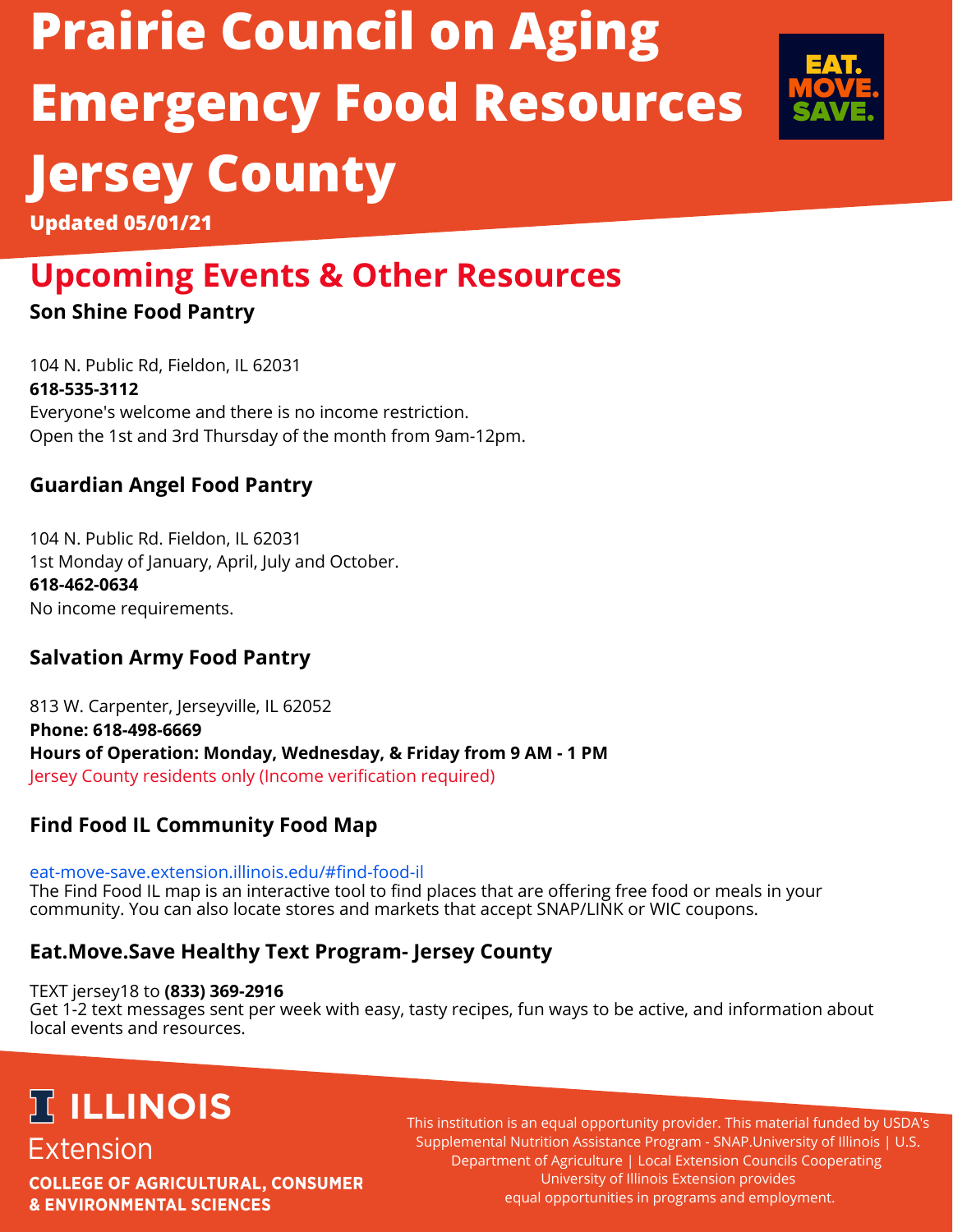# Prairie Council on Aging Emergency Food Resources Jersey County

**Updated 05/01/21**

EAT. MOVE. SAVE.

## Upcoming Events & Other Resources

### Son Shine Food Pantry

104 N. Public Rd, Fieldon, IL 62031
**618-535-3112**
Everyone's welcome and there is no income restriction.
Open the 1st and 3rd Thursday of the month from 9am-12pm.

### Guardian Angel Food Pantry

104 N. Public Rd. Fieldon, IL 62031
1st Monday of January, April, July and October.
**618-462-0634**
No income requirements.

### Salvation Army Food Pantry

813 W. Carpenter, Jerseyville, IL 62052
**Phone: 618-498-6669**
**Hours of Operation: Monday, Wednesday, & Friday from 9 AM - 1 PM**
Jersey County residents only (Income verification required)

### Find Food IL Community Food Map

eat-move-save.extension.illinois.edu/#find-food-il
The Find Food IL map is an interactive tool to find places that are offering free food or meals in your community. You can also locate stores and markets that accept SNAP/LINK or WIC coupons.

### Eat.Move.Save Healthy Text Program- Jersey County

TEXT jersey18 to **(833) 369-2916**
Get 1-2 text messages sent per week with easy, tasty recipes, fun ways to be active, and information about local events and resources.

ILLINOIS Extension
COLLEGE OF AGRICULTURAL, CONSUMER & ENVIRONMENTAL SCIENCES

This institution is an equal opportunity provider. This material funded by USDA's Supplemental Nutrition Assistance Program - SNAP.University of Illinois | U.S. Department of Agriculture | Local Extension Councils Cooperating University of Illinois Extension provides equal opportunities in programs and employment.